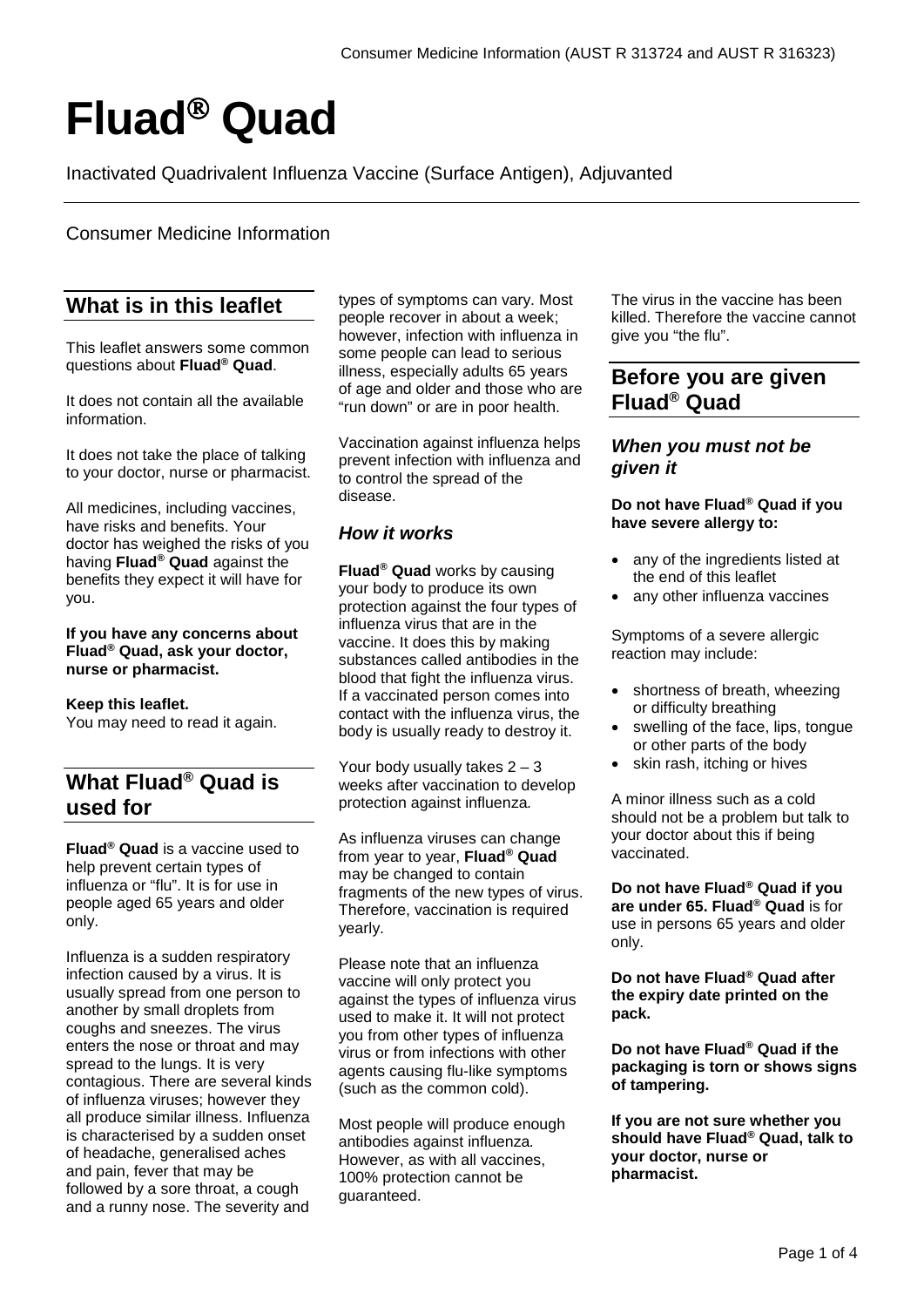# Fluad® Quad

Inactivated Quadrivalent Influenza Vaccine (Surface Antigen), Adjuvanted

Consumer Medicine Information

## What is in this leaflet

This leaflet answers some common questions about **Fluad® Quad**.

It does not contain all the available information.

It does not take the place of talking to your doctor, nurse or pharmacist.

All medicines, including vaccines, have risks and benefits. Your doctor has weighed the risks of you having **Fluad® Quad** against the benefits they expect it will have for you.

**If you have any concerns about Fluad® Quad, ask your doctor, nurse or pharmacist.**

**Keep this leaflet.**
You may need to read it again.

## What Fluad® Quad is used for

**Fluad® Quad** is a vaccine used to help prevent certain types of influenza or "flu". It is for use in people aged 65 years and older only.

Influenza is a sudden respiratory infection caused by a virus. It is usually spread from one person to another by small droplets from coughs and sneezes. The virus enters the nose or throat and may spread to the lungs. It is very contagious. There are several kinds of influenza viruses; however they all produce similar illness. Influenza is characterised by a sudden onset of headache, generalised aches and pain, fever that may be followed by a sore throat, a cough and a runny nose. The severity and types of symptoms can vary. Most people recover in about a week; however, infection with influenza in some people can lead to serious illness, especially adults 65 years of age and older and those who are "run down" or are in poor health.

Vaccination against influenza helps prevent infection with influenza and to control the spread of the disease.

### *How it works*

**Fluad® Quad** works by causing your body to produce its own protection against the four types of influenza virus that are in the vaccine. It does this by making substances called antibodies in the blood that fight the influenza virus. If a vaccinated person comes into contact with the influenza virus, the body is usually ready to destroy it.

Your body usually takes 2 – 3 weeks after vaccination to develop protection against influenza.

As influenza viruses can change from year to year, **Fluad® Quad** may be changed to contain fragments of the new types of virus. Therefore, vaccination is required yearly.

Please note that an influenza vaccine will only protect you against the types of influenza virus used to make it. It will not protect you from other types of influenza virus or from infections with other agents causing flu-like symptoms (such as the common cold).

Most people will produce enough antibodies against influenza. However, as with all vaccines, 100% protection cannot be guaranteed.

The virus in the vaccine has been killed. Therefore the vaccine cannot give you "the flu".

## Before you are given Fluad® Quad

### *When you must not be given it*

**Do not have Fluad® Quad if you have severe allergy to:**

- any of the ingredients listed at the end of this leaflet
- any other influenza vaccines

Symptoms of a severe allergic reaction may include:

- shortness of breath, wheezing or difficulty breathing
- swelling of the face, lips, tongue or other parts of the body
- skin rash, itching or hives

A minor illness such as a cold should not be a problem but talk to your doctor about this if being vaccinated.

**Do not have Fluad® Quad if you are under 65. Fluad® Quad** is for use in persons 65 years and older only.

**Do not have Fluad® Quad after the expiry date printed on the pack.**

**Do not have Fluad® Quad if the packaging is torn or shows signs of tampering.**

**If you are not sure whether you should have Fluad® Quad, talk to your doctor, nurse or pharmacist.**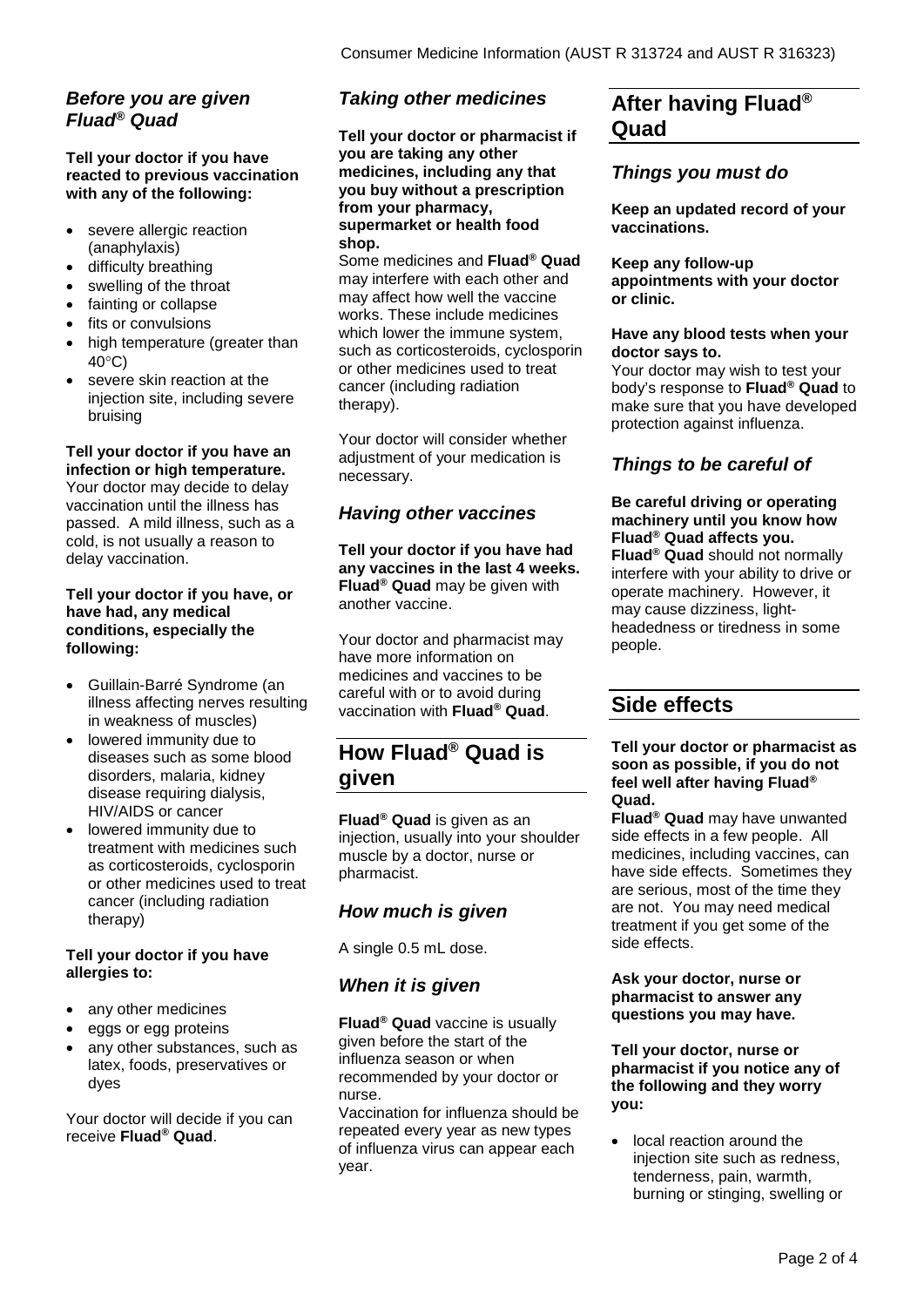### *Before you are given Fluad® Quad*

**Tell your doctor if you have reacted to previous vaccination with any of the following:**

- severe allergic reaction (anaphylaxis)
- difficulty breathing
- swelling of the throat
- fainting or collapse
- fits or convulsions
- high temperature (greater than 40°C)
- severe skin reaction at the injection site, including severe bruising

**Tell your doctor if you have an infection or high temperature.** Your doctor may decide to delay vaccination until the illness has passed. A mild illness, such as a cold, is not usually a reason to delay vaccination.

**Tell your doctor if you have, or have had, any medical conditions, especially the following:**

- Guillain-Barré Syndrome (an illness affecting nerves resulting in weakness of muscles)
- lowered immunity due to diseases such as some blood disorders, malaria, kidney disease requiring dialysis, HIV/AIDS or cancer
- lowered immunity due to treatment with medicines such as corticosteroids, cyclosporin or other medicines used to treat cancer (including radiation therapy)

**Tell your doctor if you have allergies to:**

- any other medicines
- eggs or egg proteins
- any other substances, such as latex, foods, preservatives or dyes

Your doctor will decide if you can receive **Fluad® Quad**.

### *Taking other medicines*

**Tell your doctor or pharmacist if you are taking any other medicines, including any that you buy without a prescription from your pharmacy, supermarket or health food shop.**

Some medicines and **Fluad® Quad** may interfere with each other and may affect how well the vaccine works. These include medicines which lower the immune system, such as corticosteroids, cyclosporin or other medicines used to treat cancer (including radiation therapy).

Your doctor will consider whether adjustment of your medication is necessary.

### *Having other vaccines*

**Tell your doctor if you have had any vaccines in the last 4 weeks.** **Fluad® Quad** may be given with another vaccine.

Your doctor and pharmacist may have more information on medicines and vaccines to be careful with or to avoid during vaccination with **Fluad® Quad**.

## How Fluad® Quad is given

**Fluad® Quad** is given as an injection, usually into your shoulder muscle by a doctor, nurse or pharmacist.

### *How much is given*

A single 0.5 mL dose.

### *When it is given*

**Fluad® Quad** vaccine is usually given before the start of the influenza season or when recommended by your doctor or nurse.

Vaccination for influenza should be repeated every year as new types of influenza virus can appear each year.

## After having Fluad® Quad

### *Things you must do*

**Keep an updated record of your vaccinations.**

**Keep any follow-up appointments with your doctor or clinic.**

**Have any blood tests when your doctor says to.**

Your doctor may wish to test your body's response to **Fluad® Quad** to make sure that you have developed protection against influenza.

### *Things to be careful of*

**Be careful driving or operating machinery until you know how Fluad® Quad affects you.**

**Fluad® Quad** should not normally interfere with your ability to drive or operate machinery. However, it may cause dizziness, light-headedness or tiredness in some people.

## Side effects

**Tell your doctor or pharmacist as soon as possible, if you do not feel well after having Fluad® Quad.**

**Fluad® Quad** may have unwanted side effects in a few people. All medicines, including vaccines, can have side effects. Sometimes they are serious, most of the time they are not. You may need medical treatment if you get some of the side effects.

**Ask your doctor, nurse or pharmacist to answer any questions you may have.**

**Tell your doctor, nurse or pharmacist if you notice any of the following and they worry you:**

- local reaction around the injection site such as redness, tenderness, pain, warmth, burning or stinging, swelling or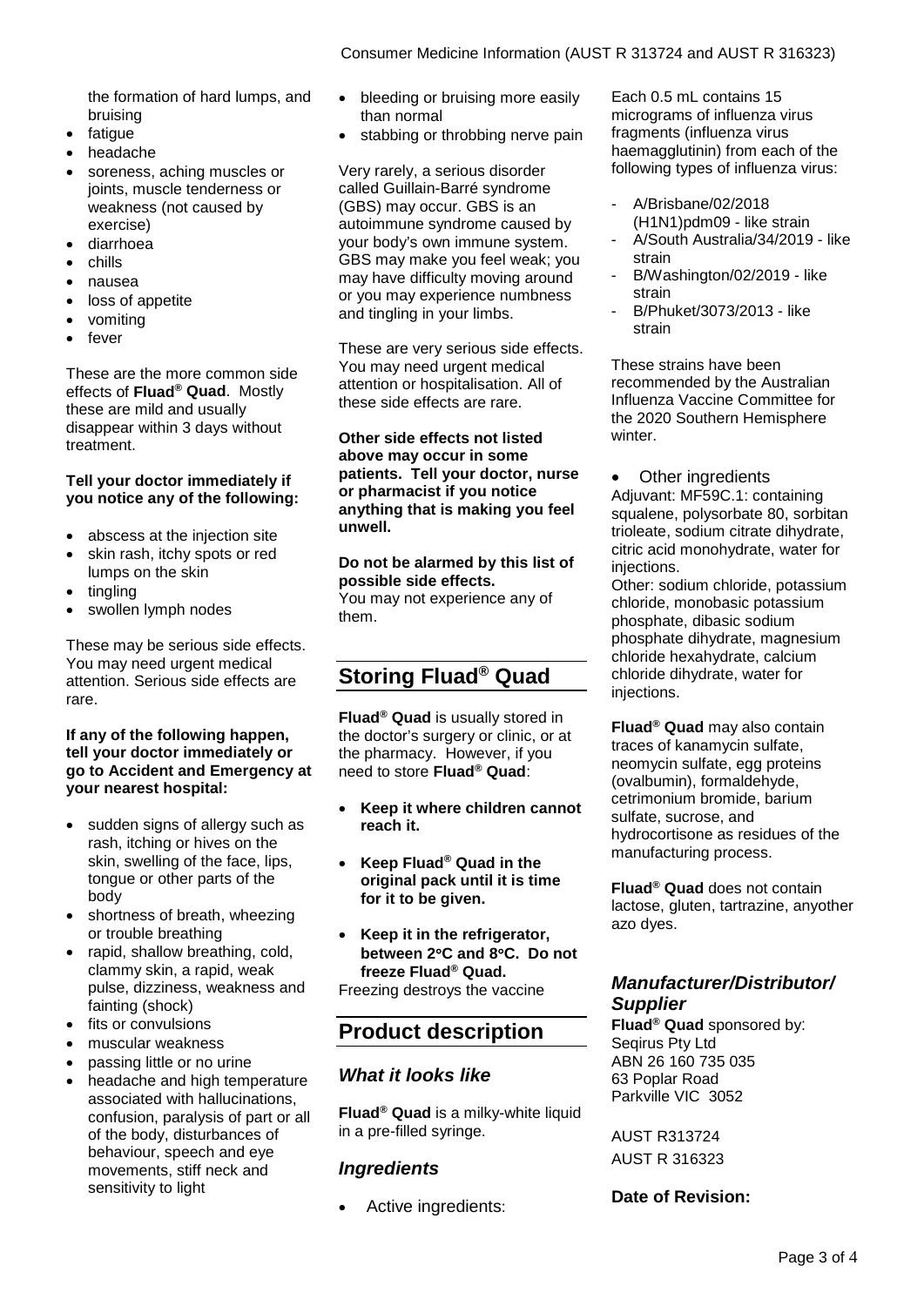the formation of hard lumps, and bruising

- fatigue
- headache
- soreness, aching muscles or joints, muscle tenderness or weakness (not caused by exercise)
- diarrhoea
- chills
- nausea
- loss of appetite
- vomiting
- fever

These are the more common side effects of **Fluad® Quad**. Mostly these are mild and usually disappear within 3 days without treatment.

**Tell your doctor immediately if you notice any of the following:**

- abscess at the injection site
- skin rash, itchy spots or red lumps on the skin
- tingling
- swollen lymph nodes

These may be serious side effects. You may need urgent medical attention. Serious side effects are rare.

**If any of the following happen, tell your doctor immediately or go to Accident and Emergency at your nearest hospital:**

- sudden signs of allergy such as rash, itching or hives on the skin, swelling of the face, lips, tongue or other parts of the body
- shortness of breath, wheezing or trouble breathing
- rapid, shallow breathing, cold, clammy skin, a rapid, weak pulse, dizziness, weakness and fainting (shock)
- fits or convulsions
- muscular weakness
- passing little or no urine
- headache and high temperature associated with hallucinations, confusion, paralysis of part or all of the body, disturbances of behaviour, speech and eye movements, stiff neck and sensitivity to light
- bleeding or bruising more easily than normal
- stabbing or throbbing nerve pain

Very rarely, a serious disorder called Guillain-Barré syndrome (GBS) may occur. GBS is an autoimmune syndrome caused by your body's own immune system. GBS may make you feel weak; you may have difficulty moving around or you may experience numbness and tingling in your limbs.

These are very serious side effects. You may need urgent medical attention or hospitalisation. All of these side effects are rare.

**Other side effects not listed above may occur in some patients. Tell your doctor, nurse or pharmacist if you notice anything that is making you feel unwell.**

**Do not be alarmed by this list of possible side effects.**
You may not experience any of them.

## Storing Fluad® Quad

**Fluad® Quad** is usually stored in the doctor's surgery or clinic, or at the pharmacy. However, if you need to store **Fluad® Quad**:

- **Keep it where children cannot reach it.**
- **Keep Fluad® Quad in the original pack until it is time for it to be given.**
- **Keep it in the refrigerator, between 2°C and 8°C. Do not freeze Fluad® Quad.**

Freezing destroys the vaccine

## Product description

### *What it looks like*

**Fluad® Quad** is a milky-white liquid in a pre-filled syringe.

### *Ingredients*

- Active ingredients:

Each 0.5 mL contains 15 micrograms of influenza virus fragments (influenza virus haemagglutinin) from each of the following types of influenza virus:

- A/Brisbane/02/2018 (H1N1)pdm09 - like strain
- A/South Australia/34/2019 - like strain
- B/Washington/02/2019 - like strain
- B/Phuket/3073/2013 - like strain

These strains have been recommended by the Australian Influenza Vaccine Committee for the 2020 Southern Hemisphere winter.

- Other ingredients

Adjuvant: MF59C.1: containing squalene, polysorbate 80, sorbitan trioleate, sodium citrate dihydrate, citric acid monohydrate, water for injections.
Other: sodium chloride, potassium chloride, monobasic potassium phosphate, dibasic sodium phosphate dihydrate, magnesium chloride hexahydrate, calcium chloride dihydrate, water for injections.

**Fluad® Quad** may also contain traces of kanamycin sulfate, neomycin sulfate, egg proteins (ovalbumin), formaldehyde, cetrimonium bromide, barium sulfate, sucrose, and hydrocortisone as residues of the manufacturing process.

**Fluad® Quad** does not contain lactose, gluten, tartrazine, anyother azo dyes.

### *Manufacturer/Distributor/ Supplier*

**Fluad® Quad** sponsored by:
Seqirus Pty Ltd
ABN 26 160 735 035
63 Poplar Road
Parkville VIC 3052

AUST R313724
AUST R 316323

**Date of Revision:**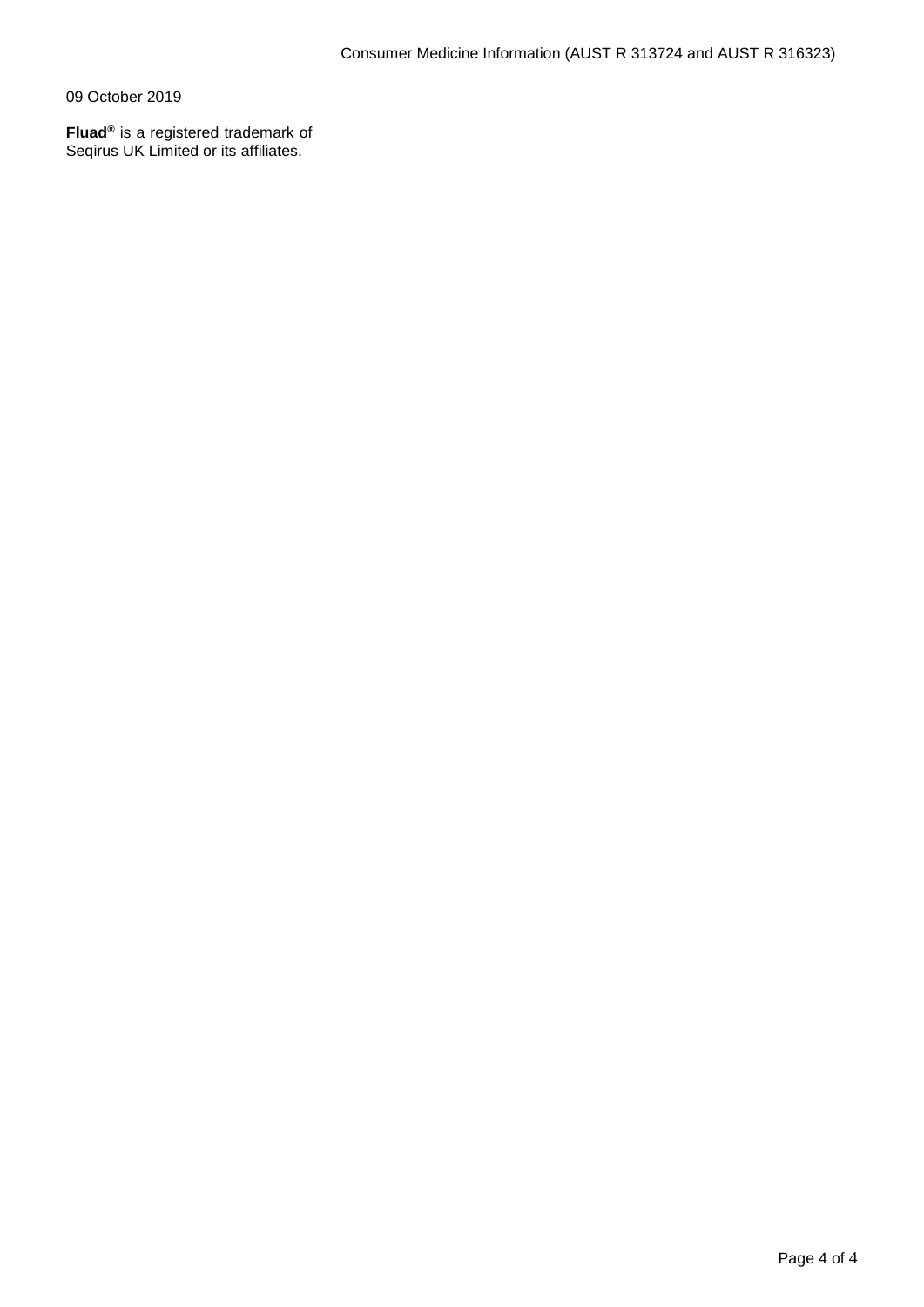09 October 2019

**Fluad®** is a registered trademark of Seqirus UK Limited or its affiliates.